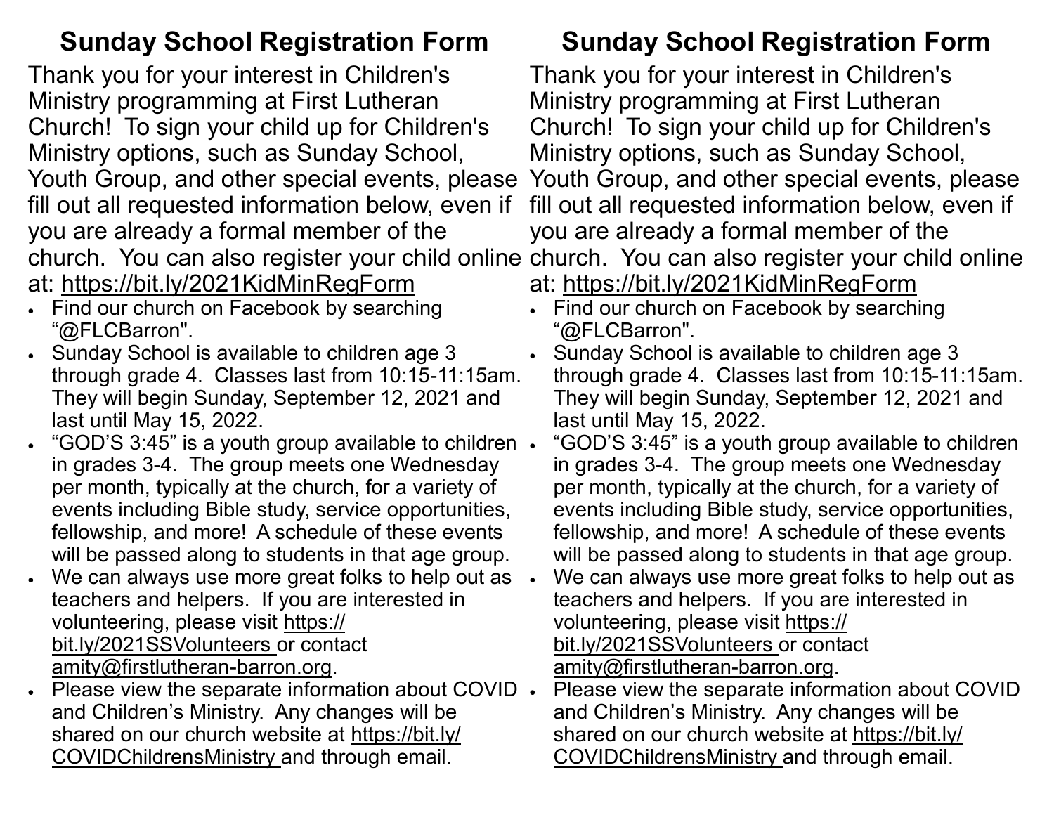# Sunday School Registration Form

Thank you for your interest in Children's Ministry programming at First Lutheran Church! To sign your child up for Children's Ministry options, such as Sunday School, Youth Group, and other special events, please fill out all requested information below, even if you are already a formal member of the church. You can also register your child online at: https://bit.ly/2021KidMinRegForm

- Find our church on Facebook by searching "@FLCBarron".
- Sunday School is available to children age 3 through grade 4. Classes last from 10:15-11:15am. They will begin Sunday, September 12, 2021 and last until May 15, 2022.
- "GOD'S 3:45" is a youth group available to children in grades 3-4. The group meets one Wednesday per month, typically at the church, for a variety of events including Bible study, service opportunities, fellowship, and more! A schedule of these events will be passed along to students in that age group.
- We can always use more great folks to help out as teachers and helpers. If you are interested in volunteering, please visit https://bit.ly/2021SSVolunteers or contact amity@firstlutheran-barron.org.
- Please view the separate information about COVID and Children's Ministry. Any changes will be shared on our church website at https://bit.ly/COVIDChildrensMinistry and through email.

# Sunday School Registration Form

Thank you for your interest in Children's Ministry programming at First Lutheran Church! To sign your child up for Children's Ministry options, such as Sunday School, Youth Group, and other special events, please fill out all requested information below, even if you are already a formal member of the church. You can also register your child online at: https://bit.ly/2021KidMinRegForm

- Find our church on Facebook by searching "@FLCBarron".
- Sunday School is available to children age 3 through grade 4. Classes last from 10:15-11:15am. They will begin Sunday, September 12, 2021 and last until May 15, 2022.
- "GOD'S 3:45" is a youth group available to children in grades 3-4. The group meets one Wednesday per month, typically at the church, for a variety of events including Bible study, service opportunities, fellowship, and more! A schedule of these events will be passed along to students in that age group.
- We can always use more great folks to help out as teachers and helpers. If you are interested in volunteering, please visit https://bit.ly/2021SSVolunteers or contact amity@firstlutheran-barron.org.
- Please view the separate information about COVID and Children's Ministry. Any changes will be shared on our church website at https://bit.ly/COVIDChildrensMinistry and through email.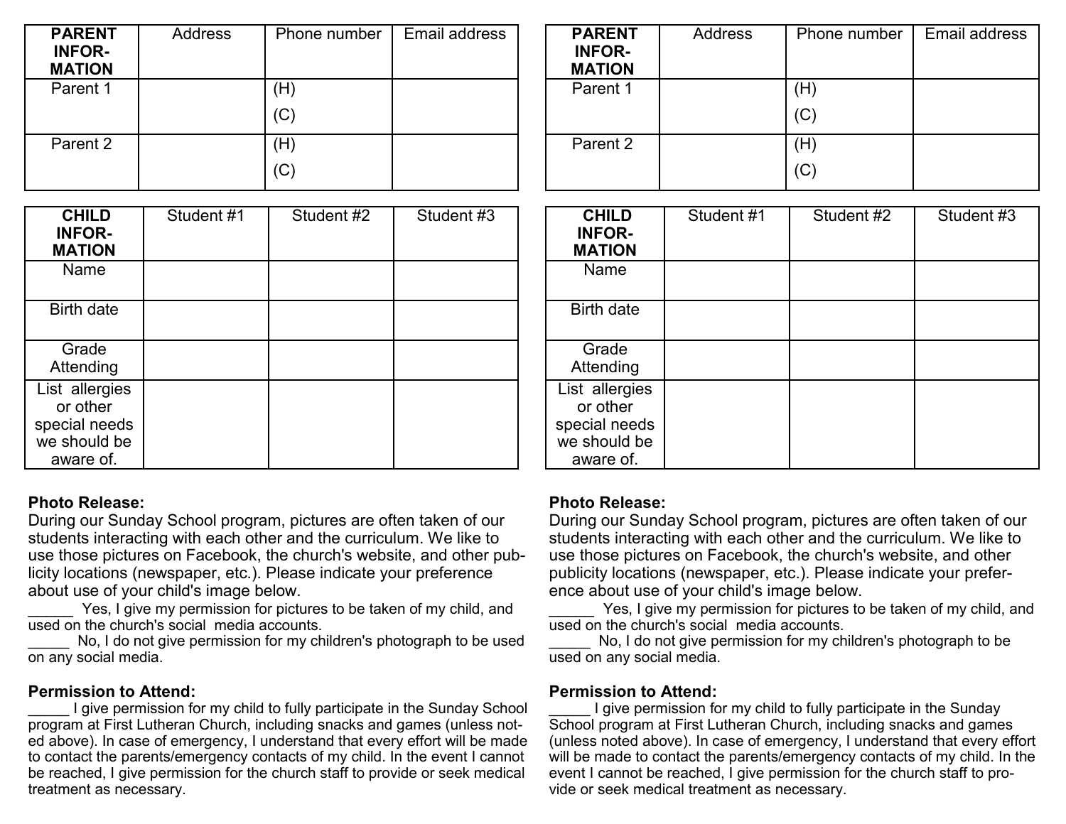| PARENT INFOR-MATION | Address | Phone number | Email address |
|---|---|---|---|
| Parent 1 | | (H)<br>(C) | |
| Parent 2 | | (H)<br>(C) | |

| CHILD INFOR-MATION | Student #1 | Student #2 | Student #3 |
|---|---|---|---|
| Name | | | |
| Birth date | | | |
| Grade Attending | | | |
| List allergies or other special needs we should be aware of. | | | |

**Photo Release:**
During our Sunday School program, pictures are often taken of our students interacting with each other and the curriculum. We like to use those pictures on Facebook, the church's website, and other publicity locations (newspaper, etc.). Please indicate your preference about use of your child's image below.

______ Yes, I give my permission for pictures to be taken of my child, and used on the church's social media accounts.

_____ No, I do not give permission for my children's photograph to be used on any social media.

**Permission to Attend:**
_____ I give permission for my child to fully participate in the Sunday School program at First Lutheran Church, including snacks and games (unless noted above). In case of emergency, I understand that every effort will be made to contact the parents/emergency contacts of my child. In the event I cannot be reached, I give permission for the church staff to provide or seek medical treatment as necessary.

| PARENT INFOR-MATION | Address | Phone number | Email address |
|---|---|---|---|
| Parent 1 | | (H)<br>(C) | |
| Parent 2 | | (H)<br>(C) | |

| CHILD INFOR-MATION | Student #1 | Student #2 | Student #3 |
|---|---|---|---|
| Name | | | |
| Birth date | | | |
| Grade Attending | | | |
| List allergies or other special needs we should be aware of. | | | |

**Photo Release:**
During our Sunday School program, pictures are often taken of our students interacting with each other and the curriculum. We like to use those pictures on Facebook, the church's website, and other publicity locations (newspaper, etc.). Please indicate your preference about use of your child's image below.

______ Yes, I give my permission for pictures to be taken of my child, and used on the church's social media accounts.

_____ No, I do not give permission for my children's photograph to be used on any social media.

**Permission to Attend:**
_____ I give permission for my child to fully participate in the Sunday School program at First Lutheran Church, including snacks and games (unless noted above). In case of emergency, I understand that every effort will be made to contact the parents/emergency contacts of my child. In the event I cannot be reached, I give permission for the church staff to provide or seek medical treatment as necessary.